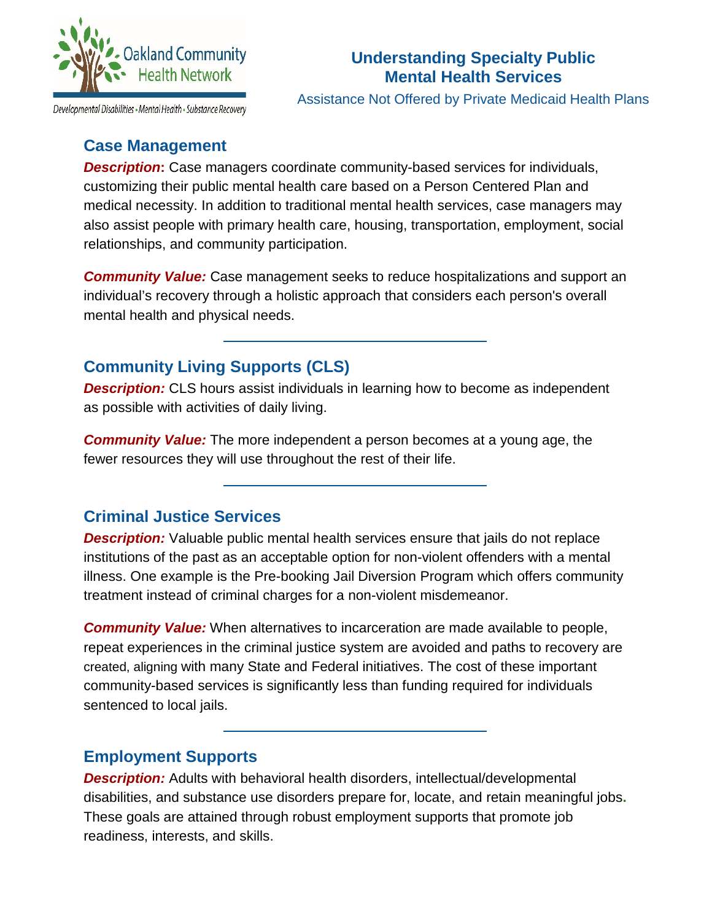Oakland Community Health Network

Developmental Disabilities • Mental Health • Substance Recovery

# Understanding Specialty Public Mental Health Services

Assistance Not Offered by Private Medicaid Health Plans

## Case Management

***Description*:** Case managers coordinate community-based services for individuals, customizing their public mental health care based on a Person Centered Plan and medical necessity. In addition to traditional mental health services, case managers may also assist people with primary health care, housing, transportation, employment, social relationships, and community participation.

***Community Value:*** Case management seeks to reduce hospitalizations and support an individual's recovery through a holistic approach that considers each person's overall mental health and physical needs.

---

## Community Living Supports (CLS)

***Description:*** CLS hours assist individuals in learning how to become as independent as possible with activities of daily living.

***Community Value:*** The more independent a person becomes at a young age, the fewer resources they will use throughout the rest of their life.

---

## Criminal Justice Services

***Description:*** Valuable public mental health services ensure that jails do not replace institutions of the past as an acceptable option for non-violent offenders with a mental illness. One example is the Pre-booking Jail Diversion Program which offers community treatment instead of criminal charges for a non-violent misdemeanor.

***Community Value:*** When alternatives to incarceration are made available to people, repeat experiences in the criminal justice system are avoided and paths to recovery are created, aligning with many State and Federal initiatives. The cost of these important community-based services is significantly less than funding required for individuals sentenced to local jails.

---

## Employment Supports

***Description:*** Adults with behavioral health disorders, intellectual/developmental disabilities, and substance use disorders prepare for, locate, and retain meaningful jobs. These goals are attained through robust employment supports that promote job readiness, interests, and skills.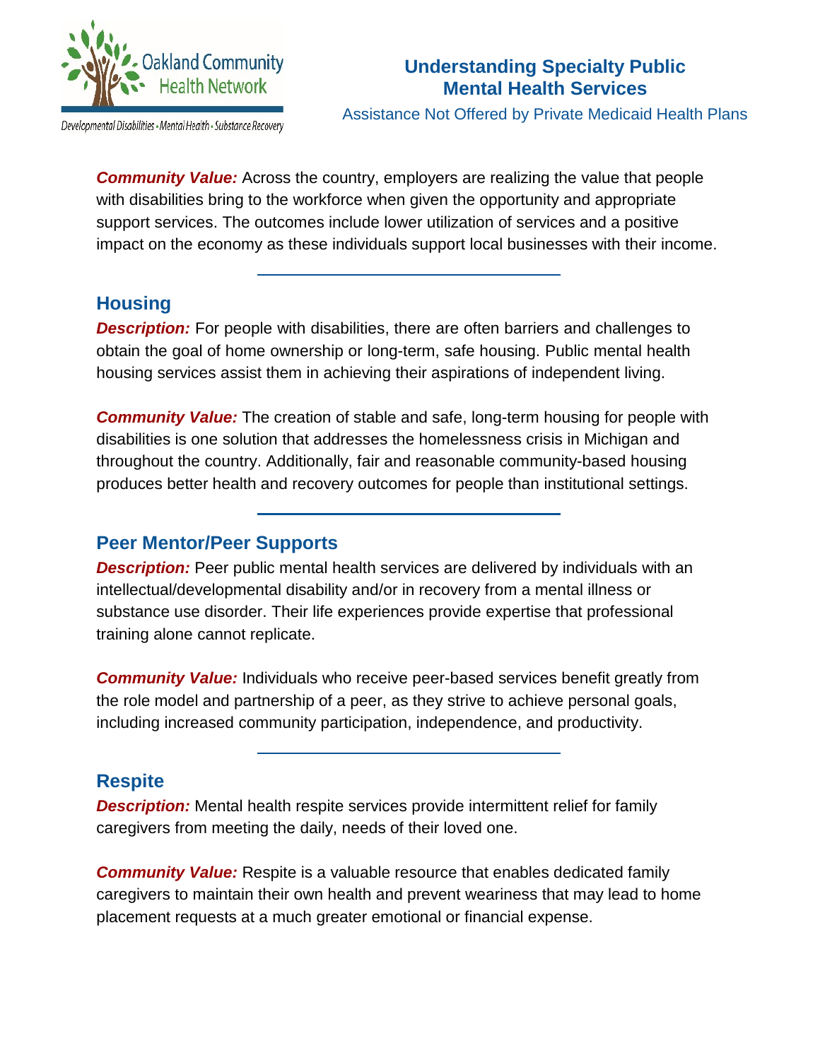***Community Value:*** Across the country, employers are realizing the value that people with disabilities bring to the workforce when given the opportunity and appropriate support services. The outcomes include lower utilization of services and a positive impact on the economy as these individuals support local businesses with their income.

---

## Housing

***Description:*** For people with disabilities, there are often barriers and challenges to obtain the goal of home ownership or long-term, safe housing. Public mental health housing services assist them in achieving their aspirations of independent living.

***Community Value:*** The creation of stable and safe, long-term housing for people with disabilities is one solution that addresses the homelessness crisis in Michigan and throughout the country. Additionally, fair and reasonable community-based housing produces better health and recovery outcomes for people than institutional settings.

---

## Peer Mentor/Peer Supports

***Description:*** Peer public mental health services are delivered by individuals with an intellectual/developmental disability and/or in recovery from a mental illness or substance use disorder. Their life experiences provide expertise that professional training alone cannot replicate.

***Community Value:*** Individuals who receive peer-based services benefit greatly from the role model and partnership of a peer, as they strive to achieve personal goals, including increased community participation, independence, and productivity.

---

## Respite

***Description:*** Mental health respite services provide intermittent relief for family caregivers from meeting the daily, needs of their loved one.

***Community Value:*** Respite is a valuable resource that enables dedicated family caregivers to maintain their own health and prevent weariness that may lead to home placement requests at a much greater emotional or financial expense.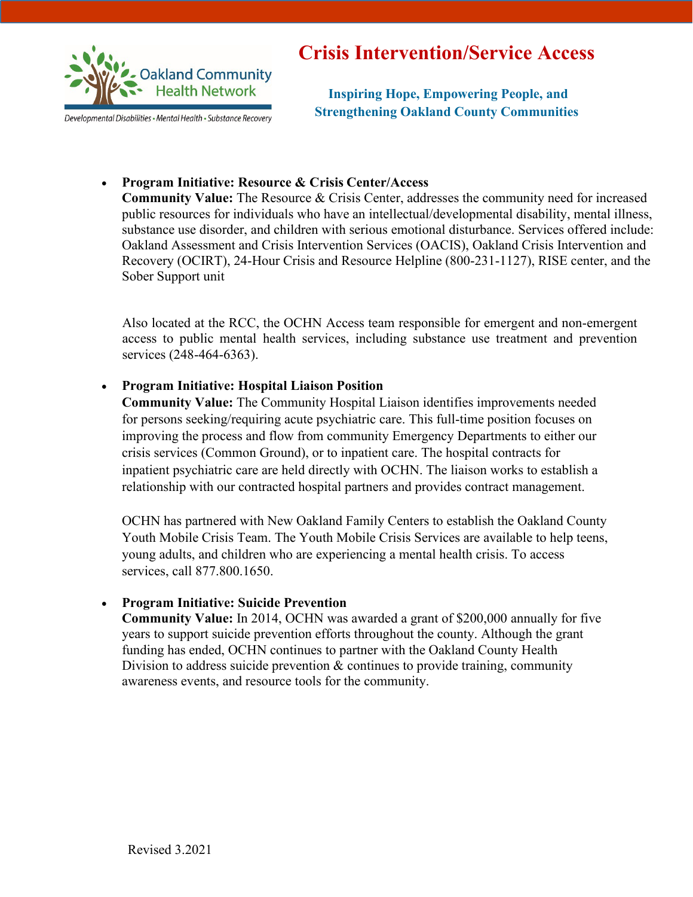Oakland Community Health Network

*Developmental Disabilities • Mental Health • Substance Recovery*

# Crisis Intervention/Service Access

**Inspiring Hope, Empowering People, and Strengthening Oakland County Communities**

- **Program Initiative: Resource & Crisis Center/Access**
  **Community Value:** The Resource & Crisis Center, addresses the community need for increased public resources for individuals who have an intellectual/developmental disability, mental illness, substance use disorder, and children with serious emotional disturbance. Services offered include: Oakland Assessment and Crisis Intervention Services (OACIS), Oakland Crisis Intervention and Recovery (OCIRT), 24-Hour Crisis and Resource Helpline (800-231-1127), RISE center, and the Sober Support unit

  Also located at the RCC, the OCHN Access team responsible for emergent and non-emergent access to public mental health services, including substance use treatment and prevention services (248-464-6363).

- **Program Initiative: Hospital Liaison Position**
  **Community Value:** The Community Hospital Liaison identifies improvements needed for persons seeking/requiring acute psychiatric care. This full-time position focuses on improving the process and flow from community Emergency Departments to either our crisis services (Common Ground), or to inpatient care. The hospital contracts for inpatient psychiatric care are held directly with OCHN. The liaison works to establish a relationship with our contracted hospital partners and provides contract management.

  OCHN has partnered with New Oakland Family Centers to establish the Oakland County Youth Mobile Crisis Team. The Youth Mobile Crisis Services are available to help teens, young adults, and children who are experiencing a mental health crisis. To access services, call 877.800.1650.

- **Program Initiative: Suicide Prevention**
  **Community Value:** In 2014, OCHN was awarded a grant of $200,000 annually for five years to support suicide prevention efforts throughout the county. Although the grant funding has ended, OCHN continues to partner with the Oakland County Health Division to address suicide prevention & continues to provide training, community awareness events, and resource tools for the community.

Revised 3.2021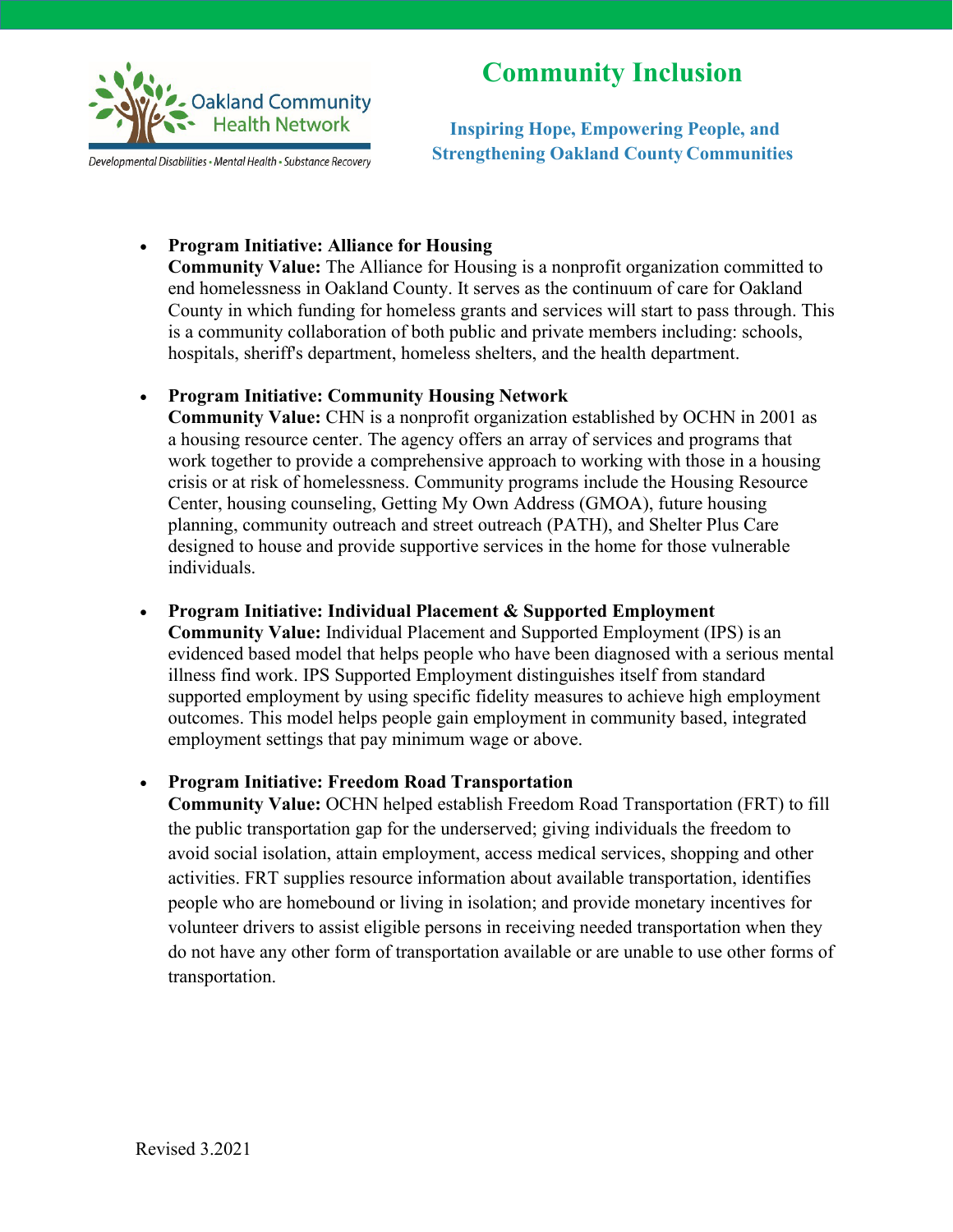# Community Inclusion

**Inspiring Hope, Empowering People, and Strengthening Oakland County Communities**

- **Program Initiative: Alliance for Housing**
  **Community Value:** The Alliance for Housing is a nonprofit organization committed to end homelessness in Oakland County. It serves as the continuum of care for Oakland County in which funding for homeless grants and services will start to pass through. This is a community collaboration of both public and private members including: schools, hospitals, sheriff's department, homeless shelters, and the health department.

- **Program Initiative: Community Housing Network**
  **Community Value:** CHN is a nonprofit organization established by OCHN in 2001 as a housing resource center. The agency offers an array of services and programs that work together to provide a comprehensive approach to working with those in a housing crisis or at risk of homelessness. Community programs include the Housing Resource Center, housing counseling, Getting My Own Address (GMOA), future housing planning, community outreach and street outreach (PATH), and Shelter Plus Care designed to house and provide supportive services in the home for those vulnerable individuals.

- **Program Initiative: Individual Placement & Supported Employment**
  **Community Value:** Individual Placement and Supported Employment (IPS) is an evidenced based model that helps people who have been diagnosed with a serious mental illness find work. IPS Supported Employment distinguishes itself from standard supported employment by using specific fidelity measures to achieve high employment outcomes. This model helps people gain employment in community based, integrated employment settings that pay minimum wage or above.

- **Program Initiative: Freedom Road Transportation**
  **Community Value:** OCHN helped establish Freedom Road Transportation (FRT) to fill the public transportation gap for the underserved; giving individuals the freedom to avoid social isolation, attain employment, access medical services, shopping and other activities. FRT supplies resource information about available transportation, identifies people who are homebound or living in isolation; and provide monetary incentives for volunteer drivers to assist eligible persons in receiving needed transportation when they do not have any other form of transportation available or are unable to use other forms of transportation.

Revised 3.2021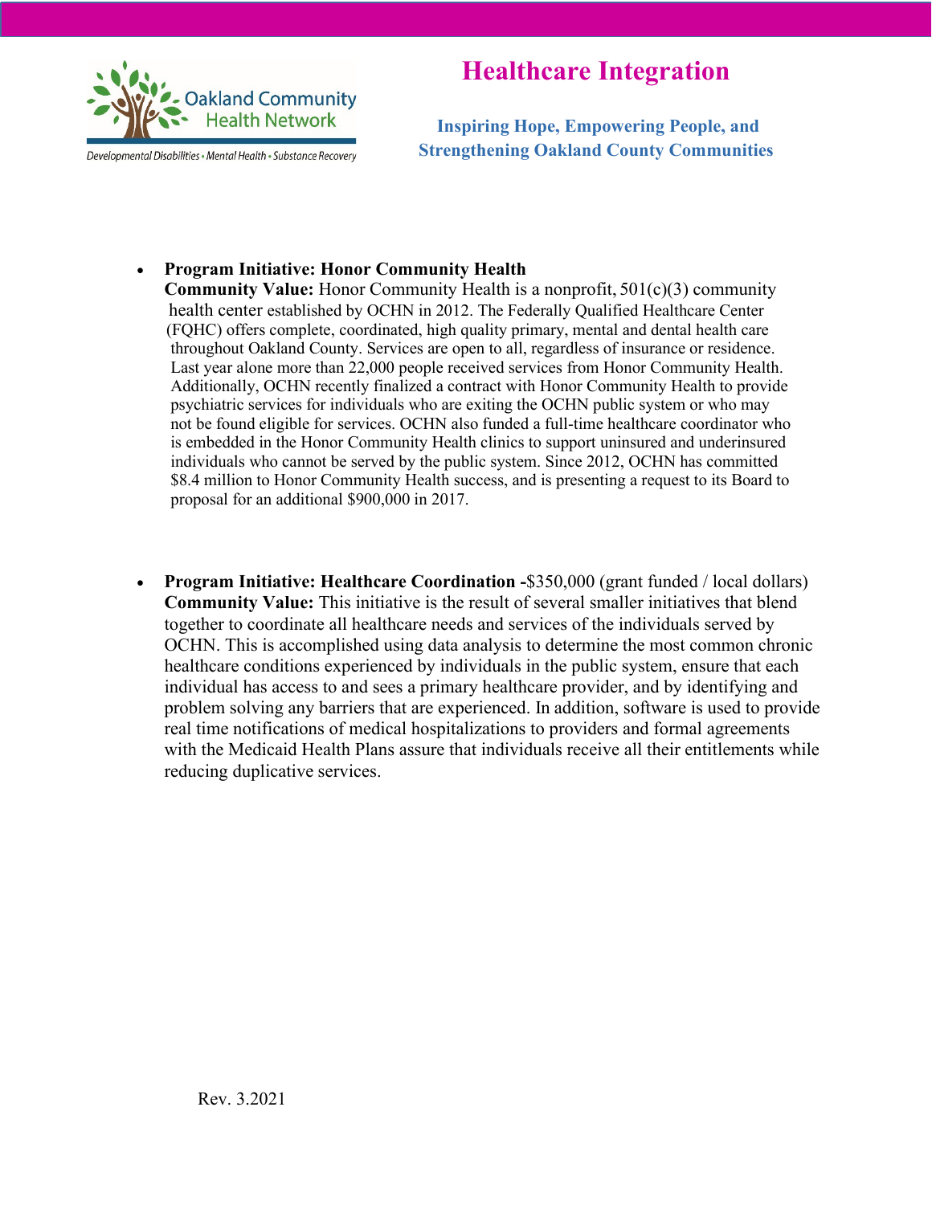# Healthcare Integration

**Inspiring Hope, Empowering People, and Strengthening Oakland County Communities**

Oakland Community Health Network

Developmental Disabilities • Mental Health • Substance Recovery

- **Program Initiative: Honor Community Health**
  **Community Value:** Honor Community Health is a nonprofit, 501(c)(3) community health center established by OCHN in 2012. The Federally Qualified Healthcare Center (FQHC) offers complete, coordinated, high quality primary, mental and dental health care throughout Oakland County. Services are open to all, regardless of insurance or residence. Last year alone more than 22,000 people received services from Honor Community Health. Additionally, OCHN recently finalized a contract with Honor Community Health to provide psychiatric services for individuals who are exiting the OCHN public system or who may not be found eligible for services. OCHN also funded a full-time healthcare coordinator who is embedded in the Honor Community Health clinics to support uninsured and underinsured individuals who cannot be served by the public system. Since 2012, OCHN has committed $8.4 million to Honor Community Health success, and is presenting a request to its Board to proposal for an additional $900,000 in 2017.

- **Program Initiative: Healthcare Coordination -**$350,000 (grant funded / local dollars)
  **Community Value:** This initiative is the result of several smaller initiatives that blend together to coordinate all healthcare needs and services of the individuals served by OCHN. This is accomplished using data analysis to determine the most common chronic healthcare conditions experienced by individuals in the public system, ensure that each individual has access to and sees a primary healthcare provider, and by identifying and problem solving any barriers that are experienced. In addition, software is used to provide real time notifications of medical hospitalizations to providers and formal agreements with the Medicaid Health Plans assure that individuals receive all their entitlements while reducing duplicative services.

Rev. 3.2021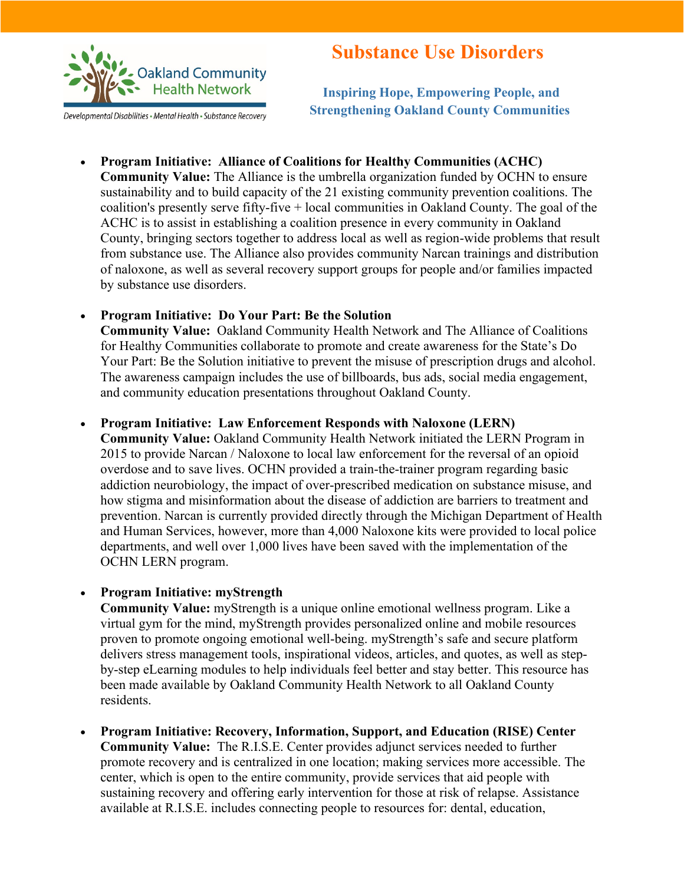Oakland Community Health Network

*Developmental Disabilities • Mental Health • Substance Recovery*

# Substance Use Disorders

### Inspiring Hope, Empowering People, and Strengthening Oakland County Communities

- **Program Initiative: Alliance of Coalitions for Healthy Communities (ACHC)**
  **Community Value:** The Alliance is the umbrella organization funded by OCHN to ensure sustainability and to build capacity of the 21 existing community prevention coalitions. The coalition's presently serve fifty-five + local communities in Oakland County. The goal of the ACHC is to assist in establishing a coalition presence in every community in Oakland County, bringing sectors together to address local as well as region-wide problems that result from substance use. The Alliance also provides community Narcan trainings and distribution of naloxone, as well as several recovery support groups for people and/or families impacted by substance use disorders.

- **Program Initiative: Do Your Part: Be the Solution**
  **Community Value:** Oakland Community Health Network and The Alliance of Coalitions for Healthy Communities collaborate to promote and create awareness for the State's Do Your Part: Be the Solution initiative to prevent the misuse of prescription drugs and alcohol. The awareness campaign includes the use of billboards, bus ads, social media engagement, and community education presentations throughout Oakland County.

- **Program Initiative: Law Enforcement Responds with Naloxone (LERN)**
  **Community Value:** Oakland Community Health Network initiated the LERN Program in 2015 to provide Narcan / Naloxone to local law enforcement for the reversal of an opioid overdose and to save lives. OCHN provided a train-the-trainer program regarding basic addiction neurobiology, the impact of over-prescribed medication on substance misuse, and how stigma and misinformation about the disease of addiction are barriers to treatment and prevention. Narcan is currently provided directly through the Michigan Department of Health and Human Services, however, more than 4,000 Naloxone kits were provided to local police departments, and well over 1,000 lives have been saved with the implementation of the OCHN LERN program.

- **Program Initiative: myStrength**
  **Community Value:** myStrength is a unique online emotional wellness program. Like a virtual gym for the mind, myStrength provides personalized online and mobile resources proven to promote ongoing emotional well-being. myStrength's safe and secure platform delivers stress management tools, inspirational videos, articles, and quotes, as well as step-by-step eLearning modules to help individuals feel better and stay better. This resource has been made available by Oakland Community Health Network to all Oakland County residents.

- **Program Initiative: Recovery, Information, Support, and Education (RISE) Center**
  **Community Value:** The R.I.S.E. Center provides adjunct services needed to further promote recovery and is centralized in one location; making services more accessible. The center, which is open to the entire community, provide services that aid people with sustaining recovery and offering early intervention for those at risk of relapse. Assistance available at R.I.S.E. includes connecting people to resources for: dental, education,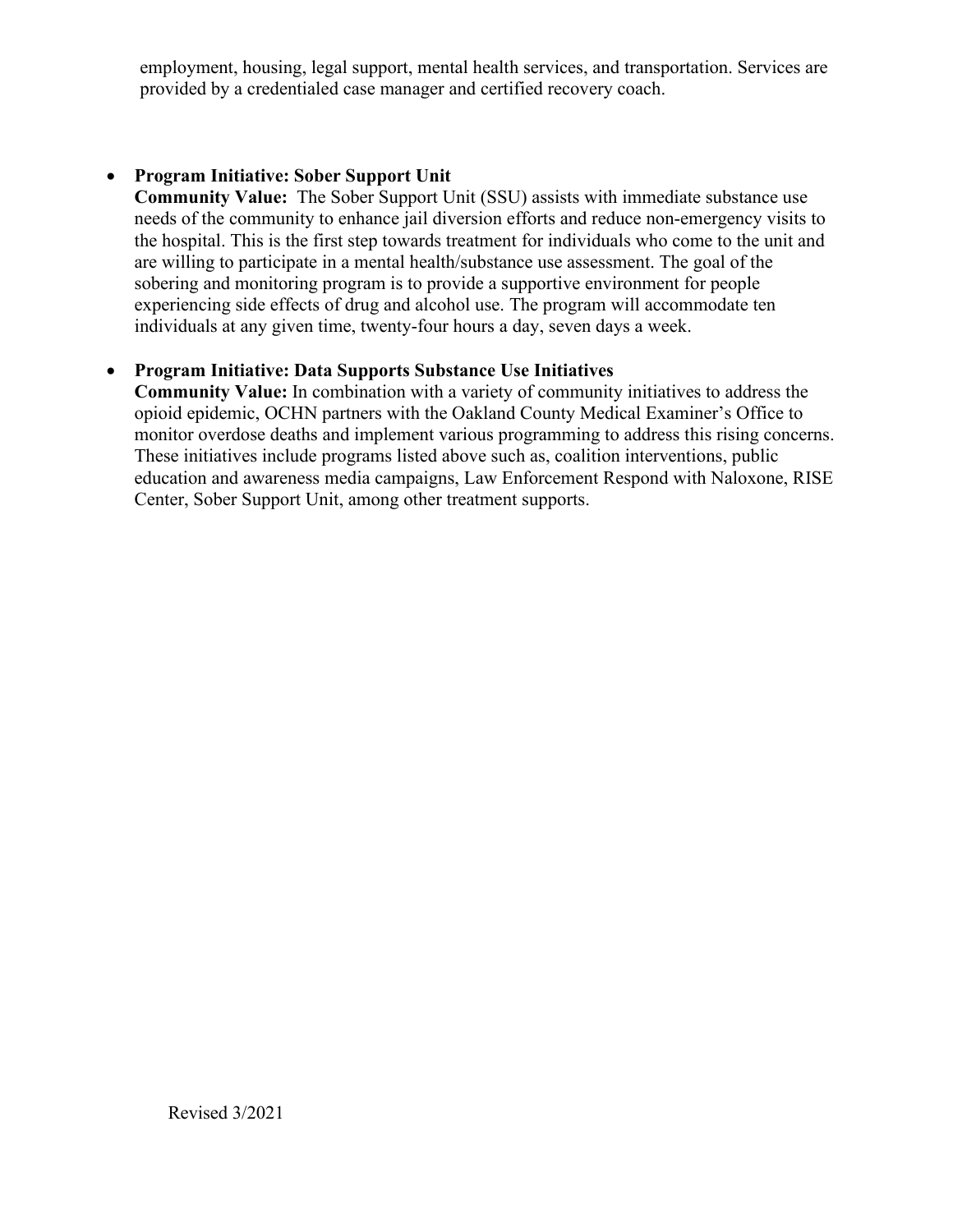employment, housing, legal support, mental health services, and transportation. Services are provided by a credentialed case manager and certified recovery coach.

- **Program Initiative: Sober Support Unit**
  **Community Value:** The Sober Support Unit (SSU) assists with immediate substance use needs of the community to enhance jail diversion efforts and reduce non-emergency visits to the hospital. This is the first step towards treatment for individuals who come to the unit and are willing to participate in a mental health/substance use assessment. The goal of the sobering and monitoring program is to provide a supportive environment for people experiencing side effects of drug and alcohol use. The program will accommodate ten individuals at any given time, twenty-four hours a day, seven days a week.

- **Program Initiative: Data Supports Substance Use Initiatives**
  **Community Value:** In combination with a variety of community initiatives to address the opioid epidemic, OCHN partners with the Oakland County Medical Examiner's Office to monitor overdose deaths and implement various programming to address this rising concerns. These initiatives include programs listed above such as, coalition interventions, public education and awareness media campaigns, Law Enforcement Respond with Naloxone, RISE Center, Sober Support Unit, among other treatment supports.

Revised 3/2021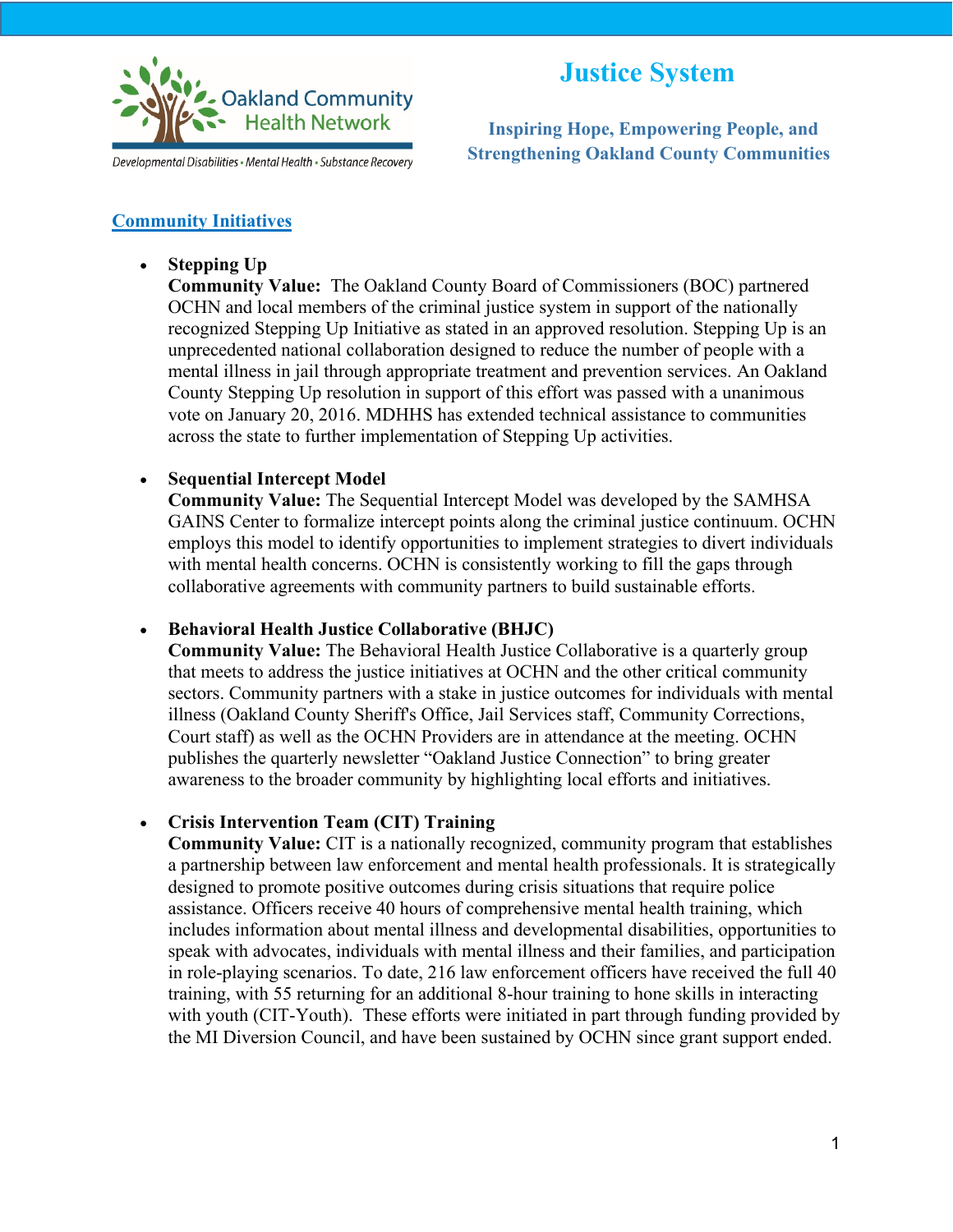# Justice System

**Inspiring Hope, Empowering People, and Strengthening Oakland County Communities**

## Community Initiatives

- **Stepping Up**
  **Community Value:** The Oakland County Board of Commissioners (BOC) partnered OCHN and local members of the criminal justice system in support of the nationally recognized Stepping Up Initiative as stated in an approved resolution. Stepping Up is an unprecedented national collaboration designed to reduce the number of people with a mental illness in jail through appropriate treatment and prevention services. An Oakland County Stepping Up resolution in support of this effort was passed with a unanimous vote on January 20, 2016. MDHHS has extended technical assistance to communities across the state to further implementation of Stepping Up activities.

- **Sequential Intercept Model**
  **Community Value:** The Sequential Intercept Model was developed by the SAMHSA GAINS Center to formalize intercept points along the criminal justice continuum. OCHN employs this model to identify opportunities to implement strategies to divert individuals with mental health concerns. OCHN is consistently working to fill the gaps through collaborative agreements with community partners to build sustainable efforts.

- **Behavioral Health Justice Collaborative (BHJC)**
  **Community Value:** The Behavioral Health Justice Collaborative is a quarterly group that meets to address the justice initiatives at OCHN and the other critical community sectors. Community partners with a stake in justice outcomes for individuals with mental illness (Oakland County Sheriff's Office, Jail Services staff, Community Corrections, Court staff) as well as the OCHN Providers are in attendance at the meeting. OCHN publishes the quarterly newsletter "Oakland Justice Connection" to bring greater awareness to the broader community by highlighting local efforts and initiatives.

- **Crisis Intervention Team (CIT) Training**
  **Community Value:** CIT is a nationally recognized, community program that establishes a partnership between law enforcement and mental health professionals. It is strategically designed to promote positive outcomes during crisis situations that require police assistance. Officers receive 40 hours of comprehensive mental health training, which includes information about mental illness and developmental disabilities, opportunities to speak with advocates, individuals with mental illness and their families, and participation in role-playing scenarios. To date, 216 law enforcement officers have received the full 40 training, with 55 returning for an additional 8-hour training to hone skills in interacting with youth (CIT-Youth). These efforts were initiated in part through funding provided by the MI Diversion Council, and have been sustained by OCHN since grant support ended.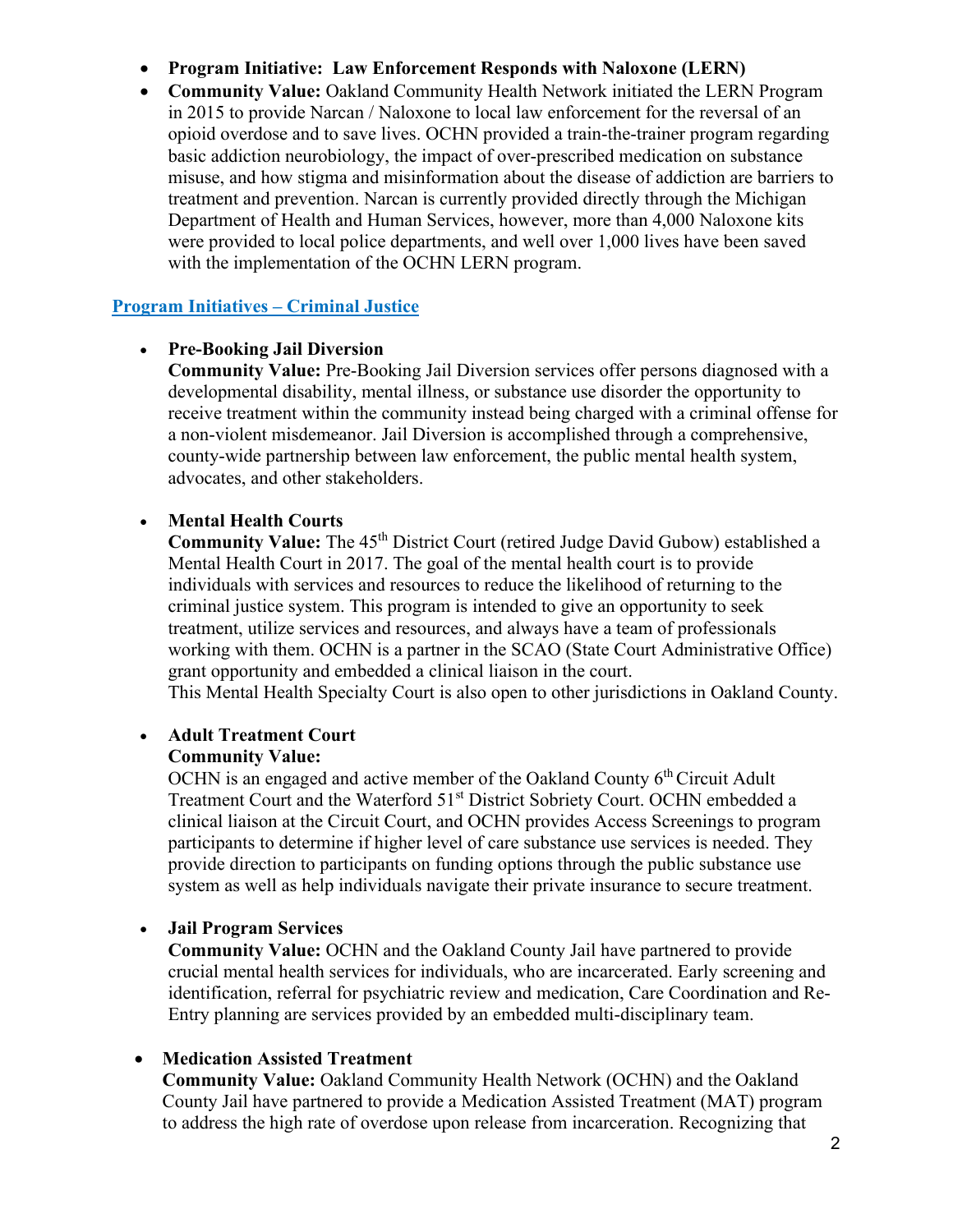- **Program Initiative: Law Enforcement Responds with Naloxone (LERN)**
- **Community Value:** Oakland Community Health Network initiated the LERN Program in 2015 to provide Narcan / Naloxone to local law enforcement for the reversal of an opioid overdose and to save lives. OCHN provided a train-the-trainer program regarding basic addiction neurobiology, the impact of over-prescribed medication on substance misuse, and how stigma and misinformation about the disease of addiction are barriers to treatment and prevention. Narcan is currently provided directly through the Michigan Department of Health and Human Services, however, more than 4,000 Naloxone kits were provided to local police departments, and well over 1,000 lives have been saved with the implementation of the OCHN LERN program.

## Program Initiatives – Criminal Justice

- **Pre-Booking Jail Diversion**
  **Community Value:** Pre-Booking Jail Diversion services offer persons diagnosed with a developmental disability, mental illness, or substance use disorder the opportunity to receive treatment within the community instead being charged with a criminal offense for a non-violent misdemeanor. Jail Diversion is accomplished through a comprehensive, county-wide partnership between law enforcement, the public mental health system, advocates, and other stakeholders.

- **Mental Health Courts**
  **Community Value:** The 45th District Court (retired Judge David Gubow) established a Mental Health Court in 2017. The goal of the mental health court is to provide individuals with services and resources to reduce the likelihood of returning to the criminal justice system. This program is intended to give an opportunity to seek treatment, utilize services and resources, and always have a team of professionals working with them. OCHN is a partner in the SCAO (State Court Administrative Office) grant opportunity and embedded a clinical liaison in the court.
  This Mental Health Specialty Court is also open to other jurisdictions in Oakland County.

- **Adult Treatment Court**
  **Community Value:**
  OCHN is an engaged and active member of the Oakland County 6th Circuit Adult Treatment Court and the Waterford 51st District Sobriety Court. OCHN embedded a clinical liaison at the Circuit Court, and OCHN provides Access Screenings to program participants to determine if higher level of care substance use services is needed. They provide direction to participants on funding options through the public substance use system as well as help individuals navigate their private insurance to secure treatment.

- **Jail Program Services**
  **Community Value:** OCHN and the Oakland County Jail have partnered to provide crucial mental health services for individuals, who are incarcerated. Early screening and identification, referral for psychiatric review and medication, Care Coordination and Re-Entry planning are services provided by an embedded multi-disciplinary team.

- **Medication Assisted Treatment**
  **Community Value:** Oakland Community Health Network (OCHN) and the Oakland County Jail have partnered to provide a Medication Assisted Treatment (MAT) program to address the high rate of overdose upon release from incarceration. Recognizing that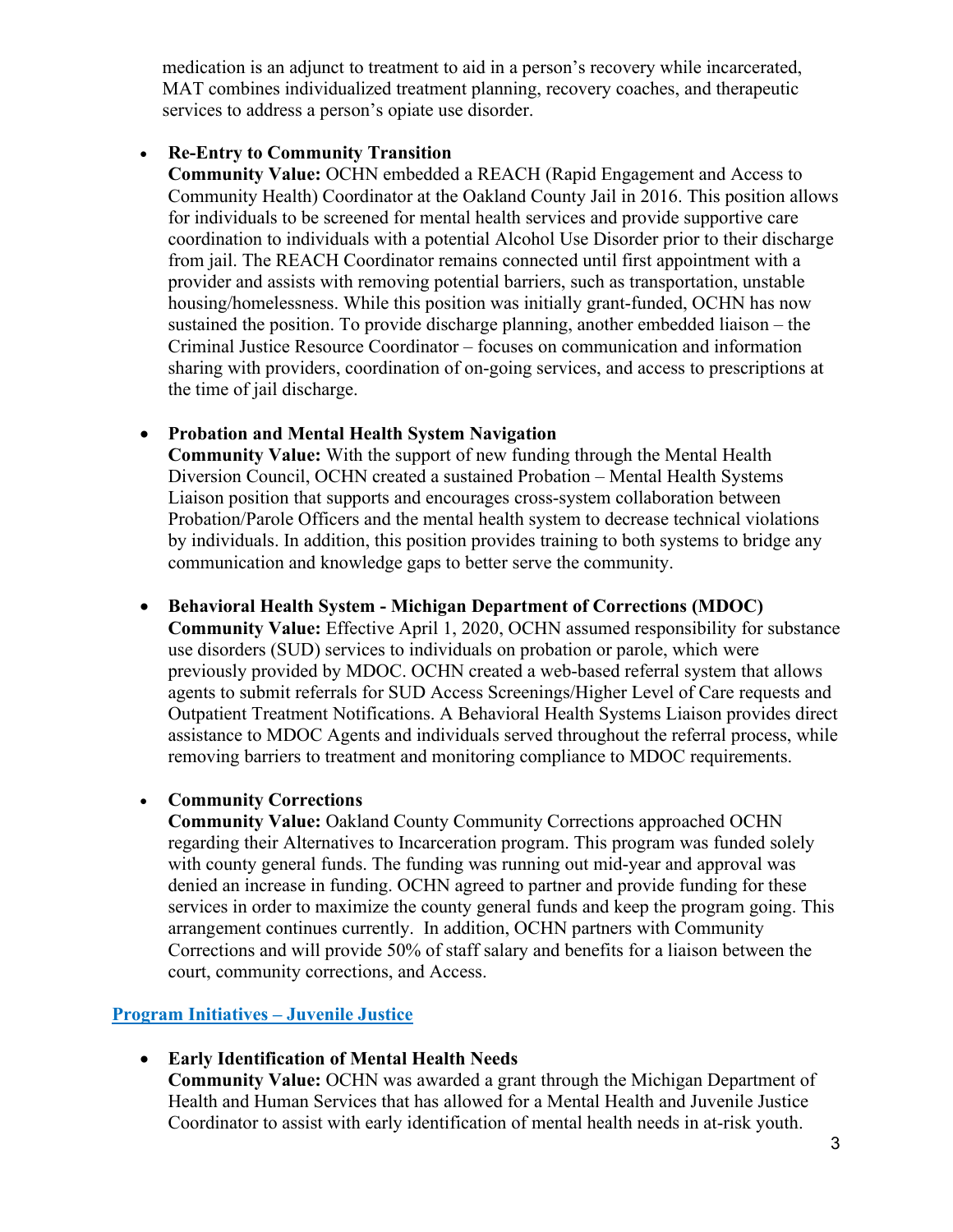medication is an adjunct to treatment to aid in a person's recovery while incarcerated, MAT combines individualized treatment planning, recovery coaches, and therapeutic services to address a person's opiate use disorder.

- **Re-Entry to Community Transition**
  **Community Value:** OCHN embedded a REACH (Rapid Engagement and Access to Community Health) Coordinator at the Oakland County Jail in 2016. This position allows for individuals to be screened for mental health services and provide supportive care coordination to individuals with a potential Alcohol Use Disorder prior to their discharge from jail. The REACH Coordinator remains connected until first appointment with a provider and assists with removing potential barriers, such as transportation, unstable housing/homelessness. While this position was initially grant-funded, OCHN has now sustained the position. To provide discharge planning, another embedded liaison – the Criminal Justice Resource Coordinator – focuses on communication and information sharing with providers, coordination of on-going services, and access to prescriptions at the time of jail discharge.

- **Probation and Mental Health System Navigation**
  **Community Value:** With the support of new funding through the Mental Health Diversion Council, OCHN created a sustained Probation – Mental Health Systems Liaison position that supports and encourages cross-system collaboration between Probation/Parole Officers and the mental health system to decrease technical violations by individuals. In addition, this position provides training to both systems to bridge any communication and knowledge gaps to better serve the community.

- **Behavioral Health System - Michigan Department of Corrections (MDOC)**
  **Community Value:** Effective April 1, 2020, OCHN assumed responsibility for substance use disorders (SUD) services to individuals on probation or parole, which were previously provided by MDOC. OCHN created a web-based referral system that allows agents to submit referrals for SUD Access Screenings/Higher Level of Care requests and Outpatient Treatment Notifications. A Behavioral Health Systems Liaison provides direct assistance to MDOC Agents and individuals served throughout the referral process, while removing barriers to treatment and monitoring compliance to MDOC requirements.

- **Community Corrections**
  **Community Value:** Oakland County Community Corrections approached OCHN regarding their Alternatives to Incarceration program. This program was funded solely with county general funds. The funding was running out mid-year and approval was denied an increase in funding. OCHN agreed to partner and provide funding for these services in order to maximize the county general funds and keep the program going. This arrangement continues currently. In addition, OCHN partners with Community Corrections and will provide 50% of staff salary and benefits for a liaison between the court, community corrections, and Access.

## Program Initiatives – Juvenile Justice

- **Early Identification of Mental Health Needs**
  **Community Value:** OCHN was awarded a grant through the Michigan Department of Health and Human Services that has allowed for a Mental Health and Juvenile Justice Coordinator to assist with early identification of mental health needs in at-risk youth.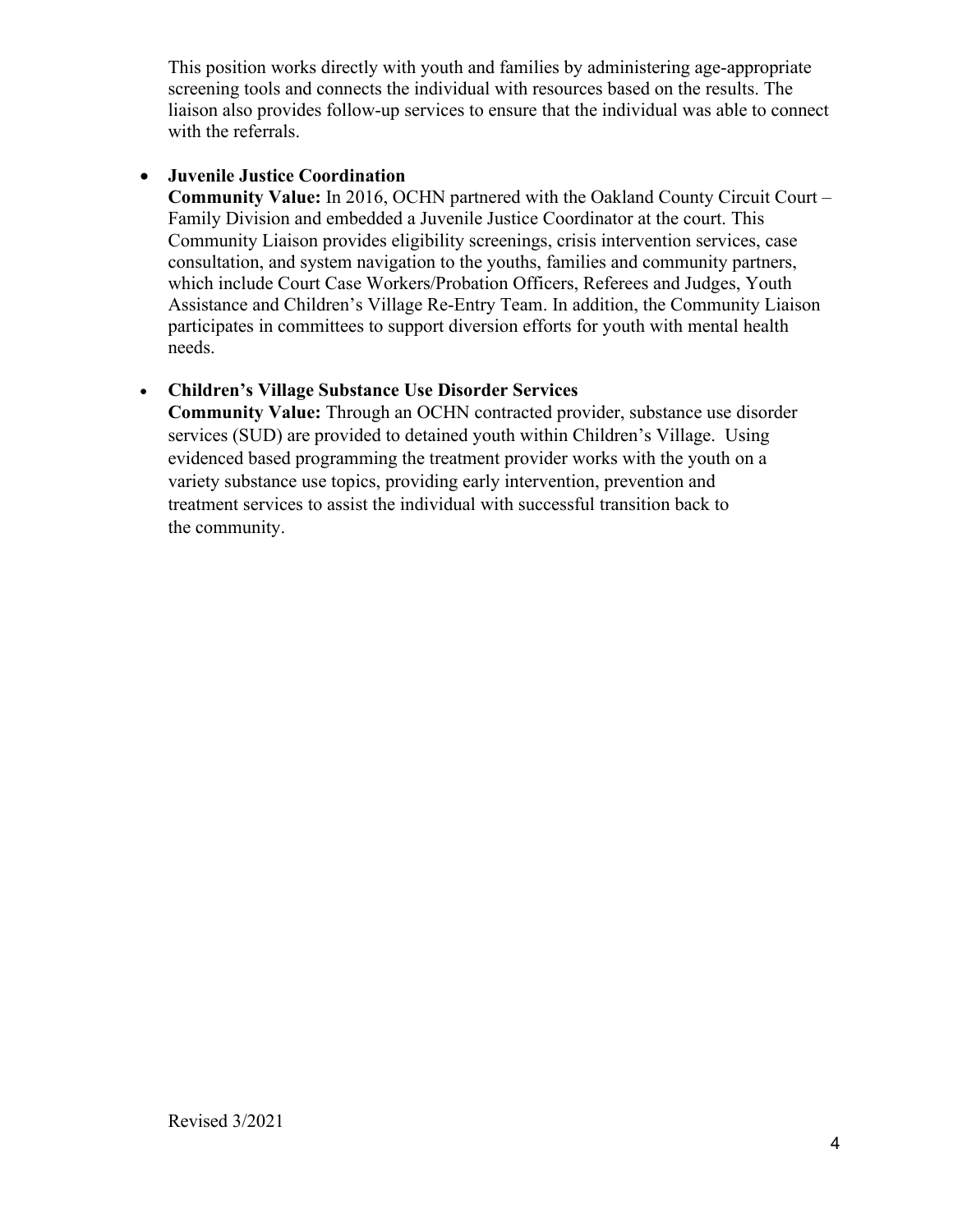This position works directly with youth and families by administering age-appropriate screening tools and connects the individual with resources based on the results. The liaison also provides follow-up services to ensure that the individual was able to connect with the referrals.

- **Juvenile Justice Coordination**
  **Community Value:** In 2016, OCHN partnered with the Oakland County Circuit Court – Family Division and embedded a Juvenile Justice Coordinator at the court. This Community Liaison provides eligibility screenings, crisis intervention services, case consultation, and system navigation to the youths, families and community partners, which include Court Case Workers/Probation Officers, Referees and Judges, Youth Assistance and Children's Village Re-Entry Team. In addition, the Community Liaison participates in committees to support diversion efforts for youth with mental health needs.

- **Children's Village Substance Use Disorder Services**
  **Community Value:** Through an OCHN contracted provider, substance use disorder services (SUD) are provided to detained youth within Children's Village. Using evidenced based programming the treatment provider works with the youth on a variety substance use topics, providing early intervention, prevention and treatment services to assist the individual with successful transition back to the community.

Revised 3/2021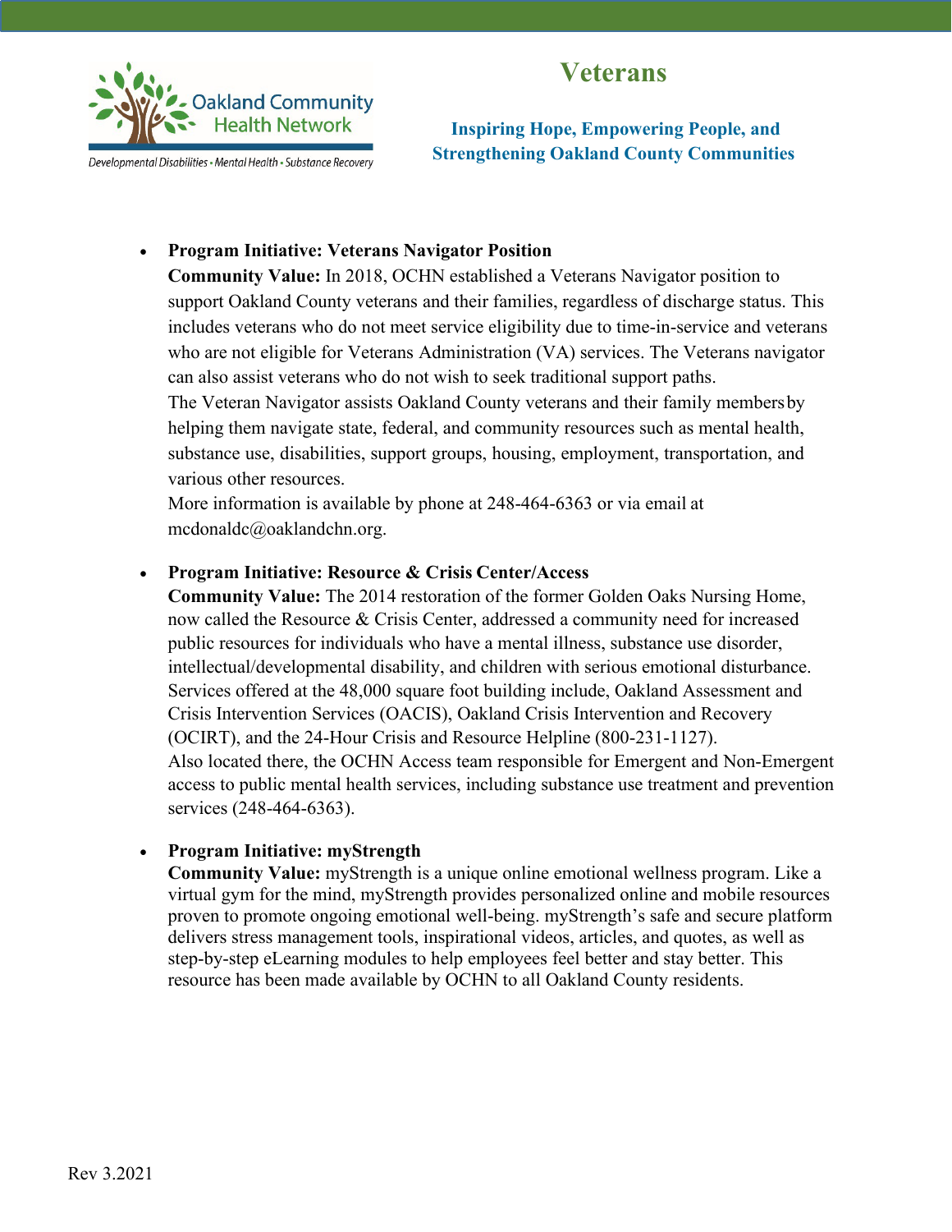# Veterans

**Inspiring Hope, Empowering People, and Strengthening Oakland County Communities**

- **Program Initiative: Veterans Navigator Position**
  **Community Value:** In 2018, OCHN established a Veterans Navigator position to support Oakland County veterans and their families, regardless of discharge status. This includes veterans who do not meet service eligibility due to time-in-service and veterans who are not eligible for Veterans Administration (VA) services. The Veterans navigator can also assist veterans who do not wish to seek traditional support paths.
  The Veteran Navigator assists Oakland County veterans and their family members by helping them navigate state, federal, and community resources such as mental health, substance use, disabilities, support groups, housing, employment, transportation, and various other resources.
  More information is available by phone at 248-464-6363 or via email at mcdonaldc@oaklandchn.org.

- **Program Initiative: Resource & Crisis Center/Access**
  **Community Value:** The 2014 restoration of the former Golden Oaks Nursing Home, now called the Resource & Crisis Center, addressed a community need for increased public resources for individuals who have a mental illness, substance use disorder, intellectual/developmental disability, and children with serious emotional disturbance. Services offered at the 48,000 square foot building include, Oakland Assessment and Crisis Intervention Services (OACIS), Oakland Crisis Intervention and Recovery (OCIRT), and the 24-Hour Crisis and Resource Helpline (800-231-1127).
  Also located there, the OCHN Access team responsible for Emergent and Non-Emergent access to public mental health services, including substance use treatment and prevention services (248-464-6363).

- **Program Initiative: myStrength**
  **Community Value:** myStrength is a unique online emotional wellness program. Like a virtual gym for the mind, myStrength provides personalized online and mobile resources proven to promote ongoing emotional well-being. myStrength's safe and secure platform delivers stress management tools, inspirational videos, articles, and quotes, as well as step-by-step eLearning modules to help employees feel better and stay better. This resource has been made available by OCHN to all Oakland County residents.

Rev 3.2021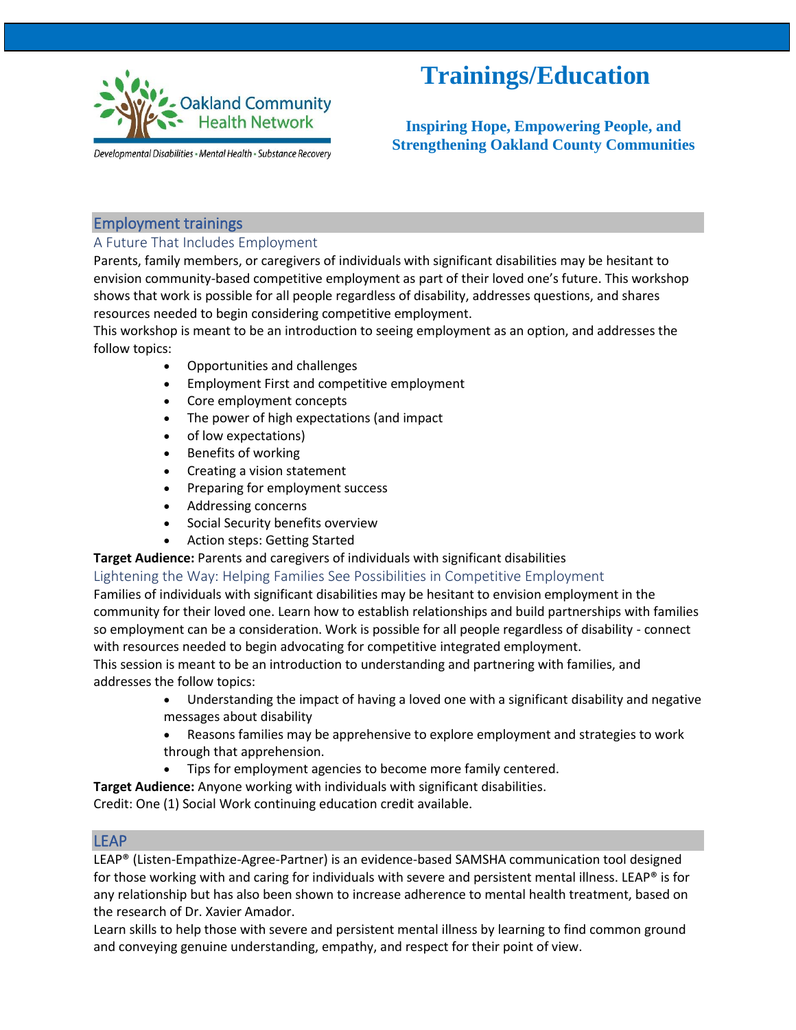# Trainings/Education

**Inspiring Hope, Empowering People, and Strengthening Oakland County Communities**

## Employment trainings

### A Future That Includes Employment

Parents, family members, or caregivers of individuals with significant disabilities may be hesitant to envision community-based competitive employment as part of their loved one's future. This workshop shows that work is possible for all people regardless of disability, addresses questions, and shares resources needed to begin considering competitive employment.

This workshop is meant to be an introduction to seeing employment as an option, and addresses the follow topics:

- Opportunities and challenges
- Employment First and competitive employment
- Core employment concepts
- The power of high expectations (and impact
- of low expectations)
- Benefits of working
- Creating a vision statement
- Preparing for employment success
- Addressing concerns
- Social Security benefits overview
- Action steps: Getting Started

**Target Audience:** Parents and caregivers of individuals with significant disabilities

### Lightening the Way: Helping Families See Possibilities in Competitive Employment

Families of individuals with significant disabilities may be hesitant to envision employment in the community for their loved one. Learn how to establish relationships and build partnerships with families so employment can be a consideration. Work is possible for all people regardless of disability - connect with resources needed to begin advocating for competitive integrated employment.

This session is meant to be an introduction to understanding and partnering with families, and addresses the follow topics:

- Understanding the impact of having a loved one with a significant disability and negative messages about disability
- Reasons families may be apprehensive to explore employment and strategies to work through that apprehension.
- Tips for employment agencies to become more family centered.

**Target Audience:** Anyone working with individuals with significant disabilities.

Credit: One (1) Social Work continuing education credit available.

## LEAP

LEAP® (Listen-Empathize-Agree-Partner) is an evidence-based SAMSHA communication tool designed for those working with and caring for individuals with severe and persistent mental illness. LEAP® is for any relationship but has also been shown to increase adherence to mental health treatment, based on the research of Dr. Xavier Amador.

Learn skills to help those with severe and persistent mental illness by learning to find common ground and conveying genuine understanding, empathy, and respect for their point of view.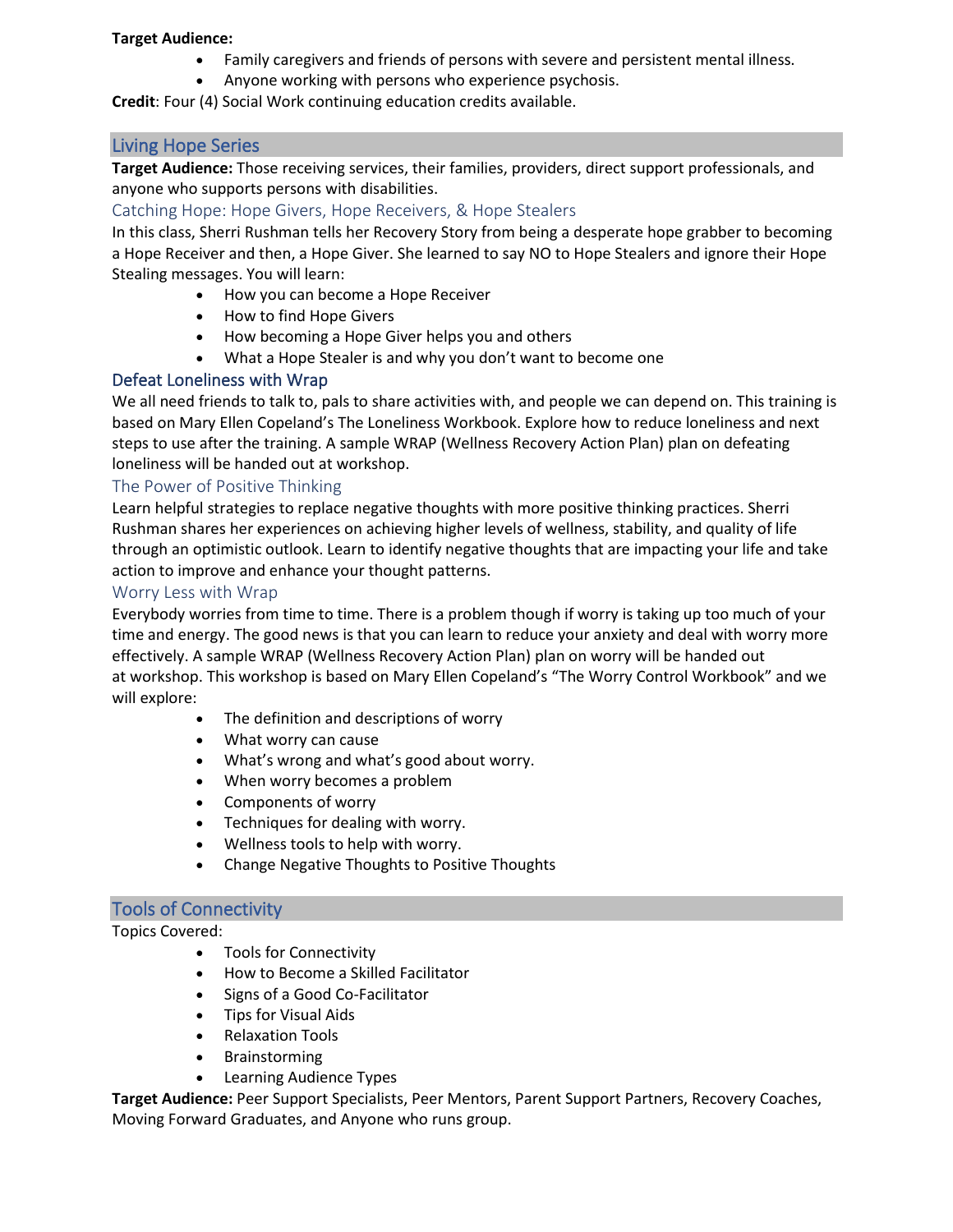**Target Audience:**

- Family caregivers and friends of persons with severe and persistent mental illness.
- Anyone working with persons who experience psychosis.

**Credit**: Four (4) Social Work continuing education credits available.

## Living Hope Series

**Target Audience:** Those receiving services, their families, providers, direct support professionals, and anyone who supports persons with disabilities.

### Catching Hope: Hope Givers, Hope Receivers, & Hope Stealers

In this class, Sherri Rushman tells her Recovery Story from being a desperate hope grabber to becoming a Hope Receiver and then, a Hope Giver. She learned to say NO to Hope Stealers and ignore their Hope Stealing messages. You will learn:

- How you can become a Hope Receiver
- How to find Hope Givers
- How becoming a Hope Giver helps you and others
- What a Hope Stealer is and why you don't want to become one

### Defeat Loneliness with Wrap

We all need friends to talk to, pals to share activities with, and people we can depend on. This training is based on Mary Ellen Copeland's The Loneliness Workbook. Explore how to reduce loneliness and next steps to use after the training. A sample WRAP (Wellness Recovery Action Plan) plan on defeating loneliness will be handed out at workshop.

### The Power of Positive Thinking

Learn helpful strategies to replace negative thoughts with more positive thinking practices. Sherri Rushman shares her experiences on achieving higher levels of wellness, stability, and quality of life through an optimistic outlook. Learn to identify negative thoughts that are impacting your life and take action to improve and enhance your thought patterns.

### Worry Less with Wrap

Everybody worries from time to time. There is a problem though if worry is taking up too much of your time and energy. The good news is that you can learn to reduce your anxiety and deal with worry more effectively. A sample WRAP (Wellness Recovery Action Plan) plan on worry will be handed out at workshop. This workshop is based on Mary Ellen Copeland's "The Worry Control Workbook" and we will explore:

- The definition and descriptions of worry
- What worry can cause
- What's wrong and what's good about worry.
- When worry becomes a problem
- Components of worry
- Techniques for dealing with worry.
- Wellness tools to help with worry.
- Change Negative Thoughts to Positive Thoughts

## Tools of Connectivity

Topics Covered:

- Tools for Connectivity
- How to Become a Skilled Facilitator
- Signs of a Good Co-Facilitator
- Tips for Visual Aids
- Relaxation Tools
- Brainstorming
- Learning Audience Types

**Target Audience:** Peer Support Specialists, Peer Mentors, Parent Support Partners, Recovery Coaches, Moving Forward Graduates, and Anyone who runs group.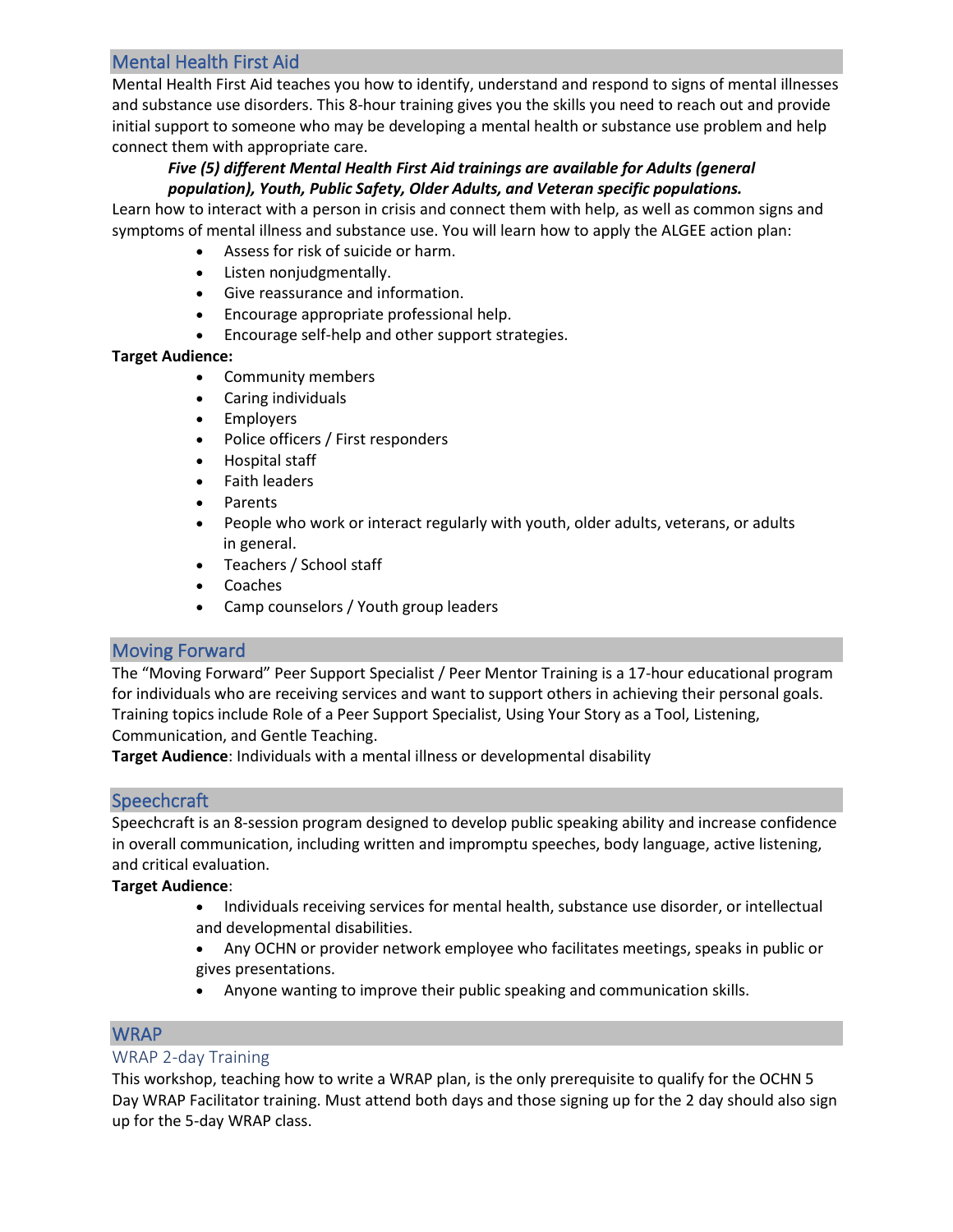## Mental Health First Aid

Mental Health First Aid teaches you how to identify, understand and respond to signs of mental illnesses and substance use disorders. This 8-hour training gives you the skills you need to reach out and provide initial support to someone who may be developing a mental health or substance use problem and help connect them with appropriate care.

***Five (5) different Mental Health First Aid trainings are available for Adults (general population), Youth, Public Safety, Older Adults, and Veteran specific populations.***

Learn how to interact with a person in crisis and connect them with help, as well as common signs and symptoms of mental illness and substance use. You will learn how to apply the ALGEE action plan:

- Assess for risk of suicide or harm.
- Listen nonjudgmentally.
- Give reassurance and information.
- Encourage appropriate professional help.
- Encourage self-help and other support strategies.

**Target Audience:**

- Community members
- Caring individuals
- Employers
- Police officers / First responders
- Hospital staff
- Faith leaders
- Parents
- People who work or interact regularly with youth, older adults, veterans, or adults in general.
- Teachers / School staff
- Coaches
- Camp counselors / Youth group leaders

## Moving Forward

The "Moving Forward" Peer Support Specialist / Peer Mentor Training is a 17-hour educational program for individuals who are receiving services and want to support others in achieving their personal goals. Training topics include Role of a Peer Support Specialist, Using Your Story as a Tool, Listening, Communication, and Gentle Teaching.

**Target Audience**: Individuals with a mental illness or developmental disability

## Speechcraft

Speechcraft is an 8-session program designed to develop public speaking ability and increase confidence in overall communication, including written and impromptu speeches, body language, active listening, and critical evaluation.

**Target Audience**:

- Individuals receiving services for mental health, substance use disorder, or intellectual and developmental disabilities.
- Any OCHN or provider network employee who facilitates meetings, speaks in public or gives presentations.
- Anyone wanting to improve their public speaking and communication skills.

## WRAP

### WRAP 2-day Training

This workshop, teaching how to write a WRAP plan, is the only prerequisite to qualify for the OCHN 5 Day WRAP Facilitator training. Must attend both days and those signing up for the 2 day should also sign up for the 5-day WRAP class.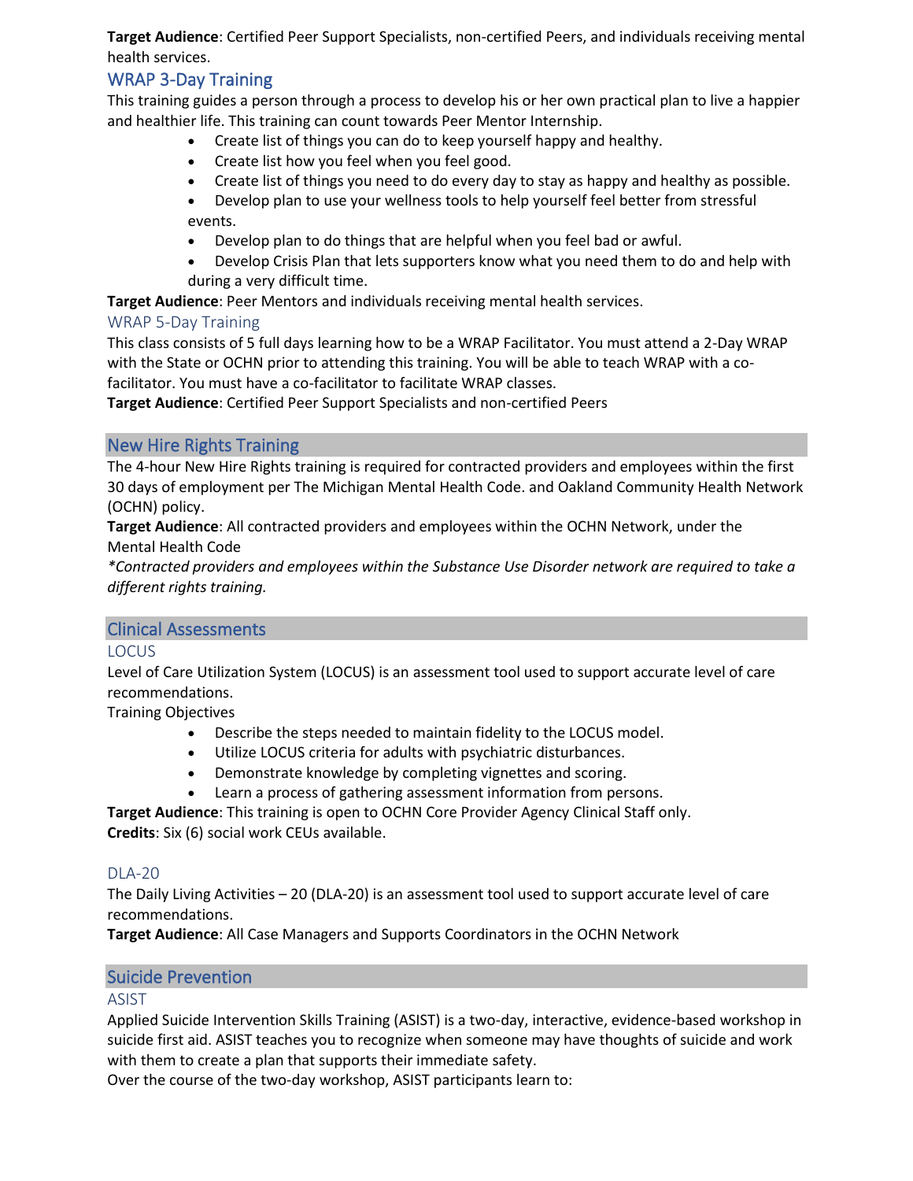**Target Audience**: Certified Peer Support Specialists, non-certified Peers, and individuals receiving mental health services.

### WRAP 3-Day Training

This training guides a person through a process to develop his or her own practical plan to live a happier and healthier life. This training can count towards Peer Mentor Internship.

- Create list of things you can do to keep yourself happy and healthy.
- Create list how you feel when you feel good.
- Create list of things you need to do every day to stay as happy and healthy as possible.
- Develop plan to use your wellness tools to help yourself feel better from stressful events.
- Develop plan to do things that are helpful when you feel bad or awful.
- Develop Crisis Plan that lets supporters know what you need them to do and help with during a very difficult time.

**Target Audience**: Peer Mentors and individuals receiving mental health services.

### WRAP 5-Day Training

This class consists of 5 full days learning how to be a WRAP Facilitator. You must attend a 2-Day WRAP with the State or OCHN prior to attending this training. You will be able to teach WRAP with a co-facilitator. You must have a co-facilitator to facilitate WRAP classes.

**Target Audience**: Certified Peer Support Specialists and non-certified Peers

## New Hire Rights Training

The 4-hour New Hire Rights training is required for contracted providers and employees within the first 30 days of employment per The Michigan Mental Health Code. and Oakland Community Health Network (OCHN) policy.

**Target Audience**: All contracted providers and employees within the OCHN Network, under the Mental Health Code

*\*Contracted providers and employees within the Substance Use Disorder network are required to take a different rights training.*

## Clinical Assessments

### LOCUS

Level of Care Utilization System (LOCUS) is an assessment tool used to support accurate level of care recommendations.

Training Objectives

- Describe the steps needed to maintain fidelity to the LOCUS model.
- Utilize LOCUS criteria for adults with psychiatric disturbances.
- Demonstrate knowledge by completing vignettes and scoring.
- Learn a process of gathering assessment information from persons.

**Target Audience**: This training is open to OCHN Core Provider Agency Clinical Staff only.

**Credits**: Six (6) social work CEUs available.

### DLA-20

The Daily Living Activities – 20 (DLA-20) is an assessment tool used to support accurate level of care recommendations.

**Target Audience**: All Case Managers and Supports Coordinators in the OCHN Network

## Suicide Prevention

### ASIST

Applied Suicide Intervention Skills Training (ASIST) is a two-day, interactive, evidence-based workshop in suicide first aid. ASIST teaches you to recognize when someone may have thoughts of suicide and work with them to create a plan that supports their immediate safety.

Over the course of the two-day workshop, ASIST participants learn to: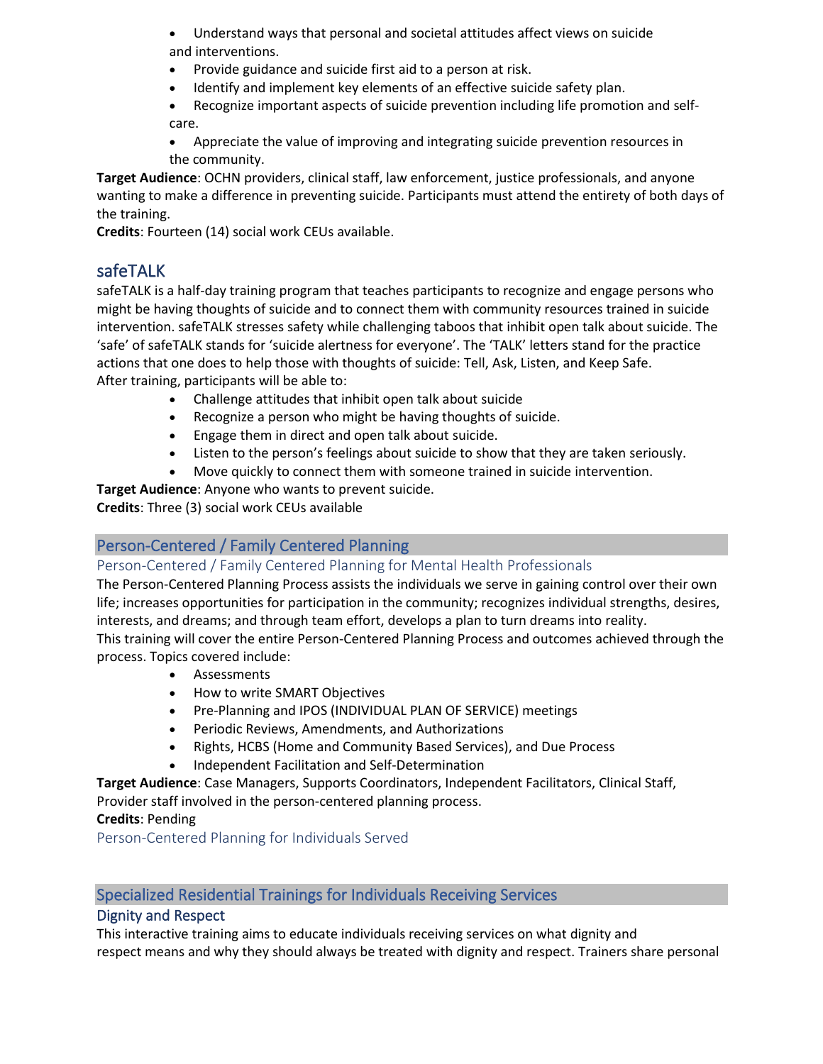- Understand ways that personal and societal attitudes affect views on suicide and interventions.
- Provide guidance and suicide first aid to a person at risk.
- Identify and implement key elements of an effective suicide safety plan.
- Recognize important aspects of suicide prevention including life promotion and self-care.
- Appreciate the value of improving and integrating suicide prevention resources in the community.

**Target Audience**: OCHN providers, clinical staff, law enforcement, justice professionals, and anyone wanting to make a difference in preventing suicide. Participants must attend the entirety of both days of the training.

**Credits**: Fourteen (14) social work CEUs available.

### safeTALK

safeTALK is a half-day training program that teaches participants to recognize and engage persons who might be having thoughts of suicide and to connect them with community resources trained in suicide intervention. safeTALK stresses safety while challenging taboos that inhibit open talk about suicide. The 'safe' of safeTALK stands for 'suicide alertness for everyone'. The 'TALK' letters stand for the practice actions that one does to help those with thoughts of suicide: Tell, Ask, Listen, and Keep Safe.
After training, participants will be able to:

- Challenge attitudes that inhibit open talk about suicide
- Recognize a person who might be having thoughts of suicide.
- Engage them in direct and open talk about suicide.
- Listen to the person's feelings about suicide to show that they are taken seriously.
- Move quickly to connect them with someone trained in suicide intervention.

**Target Audience**: Anyone who wants to prevent suicide.

**Credits**: Three (3) social work CEUs available

## Person-Centered / Family Centered Planning

### Person-Centered / Family Centered Planning for Mental Health Professionals

The Person-Centered Planning Process assists the individuals we serve in gaining control over their own life; increases opportunities for participation in the community; recognizes individual strengths, desires, interests, and dreams; and through team effort, develops a plan to turn dreams into reality.
This training will cover the entire Person-Centered Planning Process and outcomes achieved through the process. Topics covered include:

- Assessments
- How to write SMART Objectives
- Pre-Planning and IPOS (INDIVIDUAL PLAN OF SERVICE) meetings
- Periodic Reviews, Amendments, and Authorizations
- Rights, HCBS (Home and Community Based Services), and Due Process
- Independent Facilitation and Self-Determination

**Target Audience**: Case Managers, Supports Coordinators, Independent Facilitators, Clinical Staff, Provider staff involved in the person-centered planning process.

**Credits**: Pending

### Person-Centered Planning for Individuals Served

## Specialized Residential Trainings for Individuals Receiving Services

### Dignity and Respect

This interactive training aims to educate individuals receiving services on what dignity and respect means and why they should always be treated with dignity and respect. Trainers share personal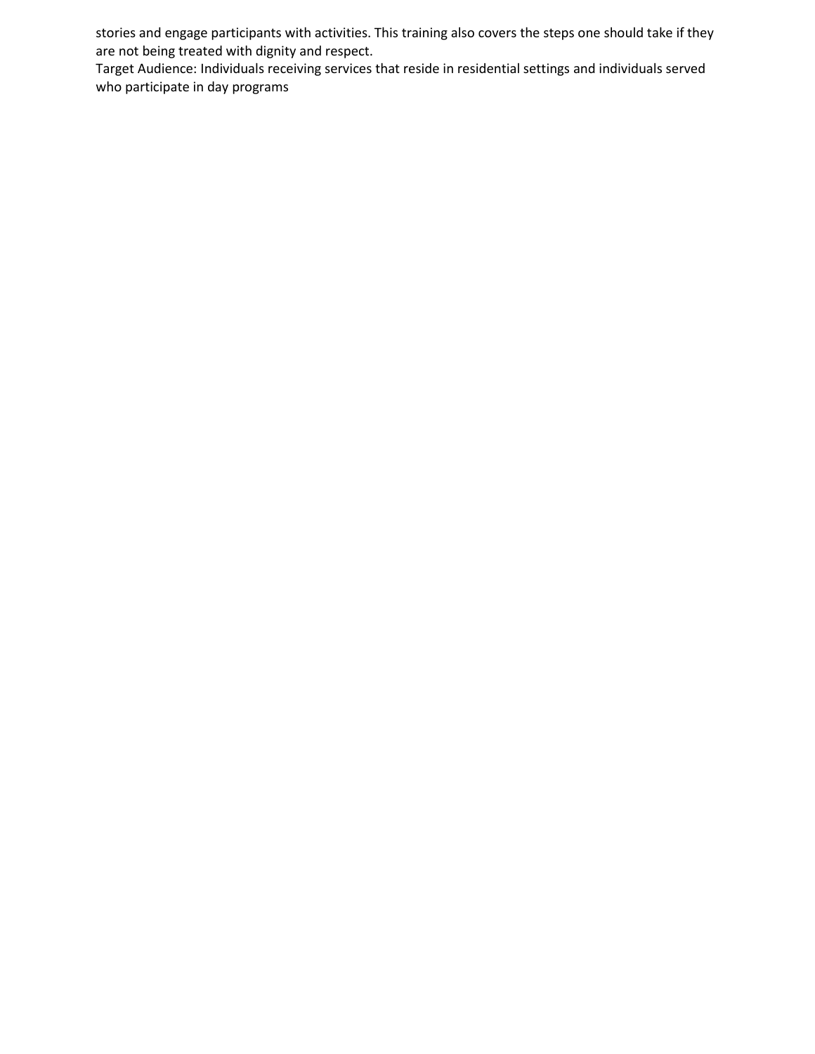stories and engage participants with activities. This training also covers the steps one should take if they are not being treated with dignity and respect.

Target Audience: Individuals receiving services that reside in residential settings and individuals served who participate in day programs